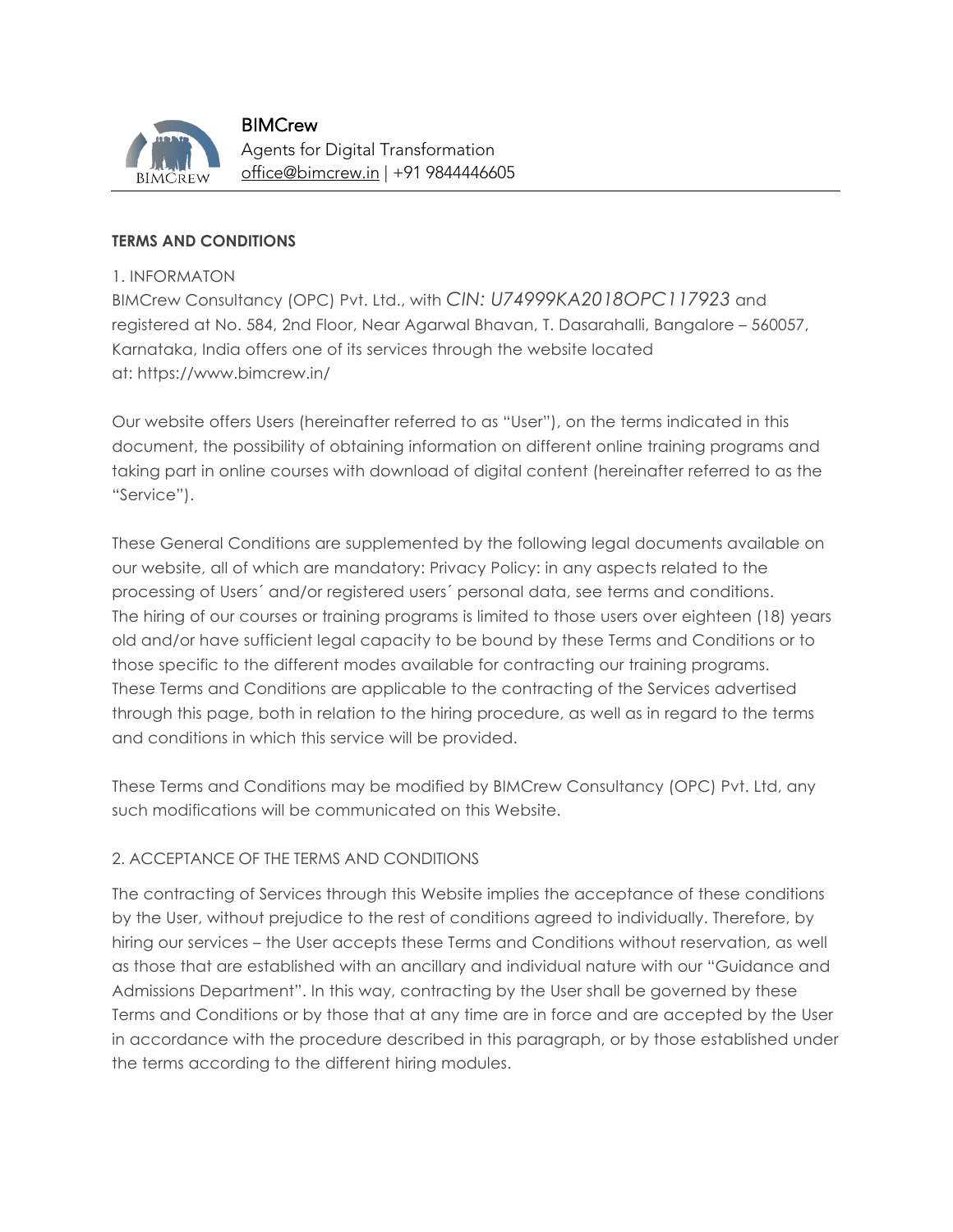BIMCrew
Agents for Digital Transformation
office@bimcrew.in | +91 9844446605

**TERMS AND CONDITIONS**

1. INFORMATON

BIMCrew Consultancy (OPC) Pvt. Ltd., with *CIN: U74999KA2018OPC117923* and registered at No. 584, 2nd Floor, Near Agarwal Bhavan, T. Dasarahalli, Bangalore – 560057, Karnataka, India offers one of its services through the website located at: https://www.bimcrew.in/

Our website offers Users (hereinafter referred to as "User"), on the terms indicated in this document, the possibility of obtaining information on different online training programs and taking part in online courses with download of digital content (hereinafter referred to as the "Service").

These General Conditions are supplemented by the following legal documents available on our website, all of which are mandatory: Privacy Policy: in any aspects related to the processing of Users´ and/or registered users´ personal data, see terms and conditions. The hiring of our courses or training programs is limited to those users over eighteen (18) years old and/or have sufficient legal capacity to be bound by these Terms and Conditions or to those specific to the different modes available for contracting our training programs. These Terms and Conditions are applicable to the contracting of the Services advertised through this page, both in relation to the hiring procedure, as well as in regard to the terms and conditions in which this service will be provided.

These Terms and Conditions may be modified by BIMCrew Consultancy (OPC) Pvt. Ltd, any such modifications will be communicated on this Website.

2. ACCEPTANCE OF THE TERMS AND CONDITIONS

The contracting of Services through this Website implies the acceptance of these conditions by the User, without prejudice to the rest of conditions agreed to individually. Therefore, by hiring our services – the User accepts these Terms and Conditions without reservation, as well as those that are established with an ancillary and individual nature with our "Guidance and Admissions Department". In this way, contracting by the User shall be governed by these Terms and Conditions or by those that at any time are in force and are accepted by the User in accordance with the procedure described in this paragraph, or by those established under the terms according to the different hiring modules.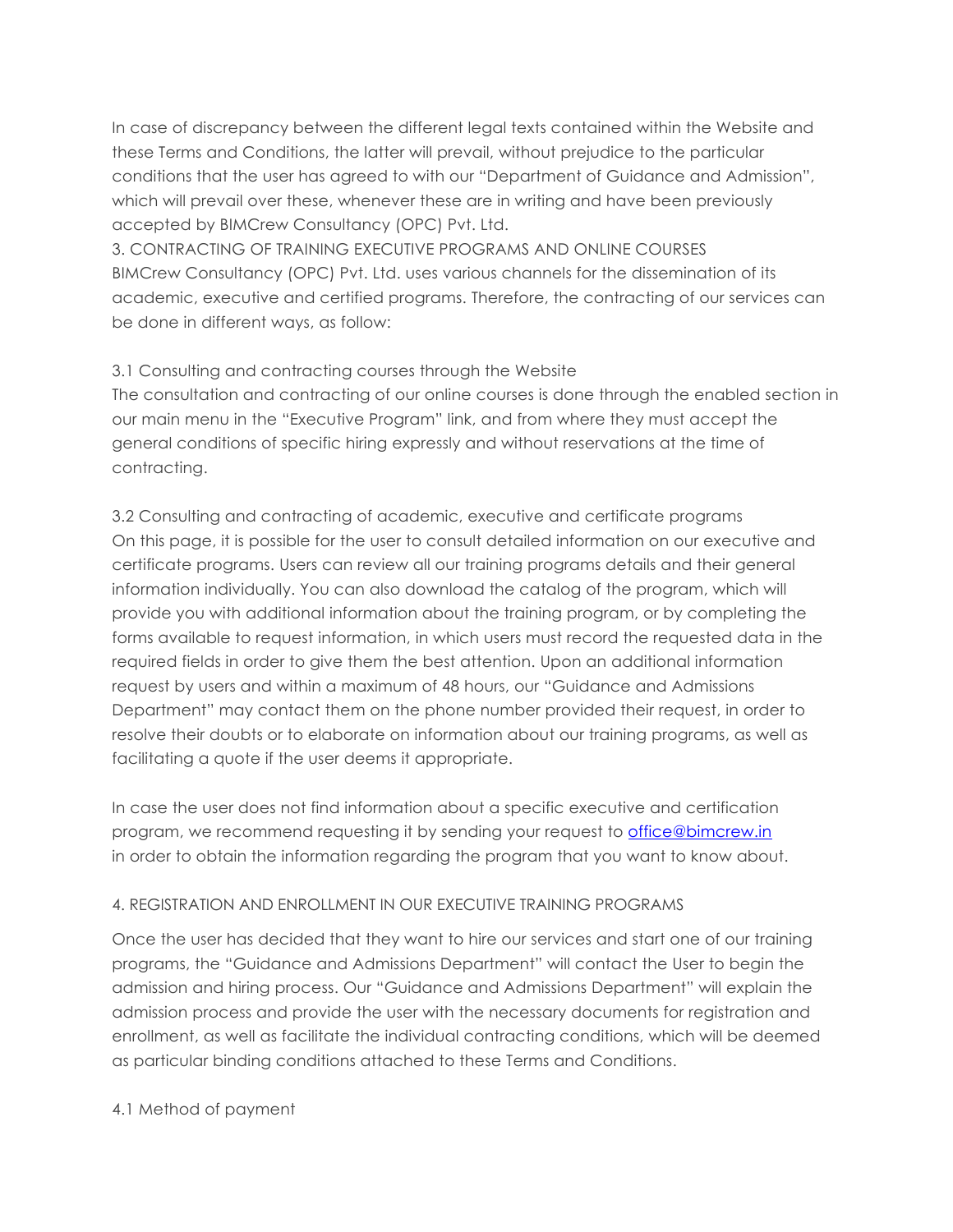In case of discrepancy between the different legal texts contained within the Website and these Terms and Conditions, the latter will prevail, without prejudice to the particular conditions that the user has agreed to with our "Department of Guidance and Admission", which will prevail over these, whenever these are in writing and have been previously accepted by BIMCrew Consultancy (OPC) Pvt. Ltd.

## 3. CONTRACTING OF TRAINING EXECUTIVE PROGRAMS AND ONLINE COURSES

BIMCrew Consultancy (OPC) Pvt. Ltd. uses various channels for the dissemination of its academic, executive and certified programs. Therefore, the contracting of our services can be done in different ways, as follow:

### 3.1 Consulting and contracting courses through the Website

The consultation and contracting of our online courses is done through the enabled section in our main menu in the "Executive Program" link, and from where they must accept the general conditions of specific hiring expressly and without reservations at the time of contracting.

### 3.2 Consulting and contracting of academic, executive and certificate programs

On this page, it is possible for the user to consult detailed information on our executive and certificate programs. Users can review all our training programs details and their general information individually. You can also download the catalog of the program, which will provide you with additional information about the training program, or by completing the forms available to request information, in which users must record the requested data in the required fields in order to give them the best attention. Upon an additional information request by users and within a maximum of 48 hours, our "Guidance and Admissions Department" may contact them on the phone number provided their request, in order to resolve their doubts or to elaborate on information about our training programs, as well as facilitating a quote if the user deems it appropriate.

In case the user does not find information about a specific executive and certification program, we recommend requesting it by sending your request to office@bimcrew.in in order to obtain the information regarding the program that you want to know about.

## 4. REGISTRATION AND ENROLLMENT IN OUR EXECUTIVE TRAINING PROGRAMS

Once the user has decided that they want to hire our services and start one of our training programs, the "Guidance and Admissions Department" will contact the User to begin the admission and hiring process. Our "Guidance and Admissions Department" will explain the admission process and provide the user with the necessary documents for registration and enrollment, as well as facilitate the individual contracting conditions, which will be deemed as particular binding conditions attached to these Terms and Conditions.

### 4.1 Method of payment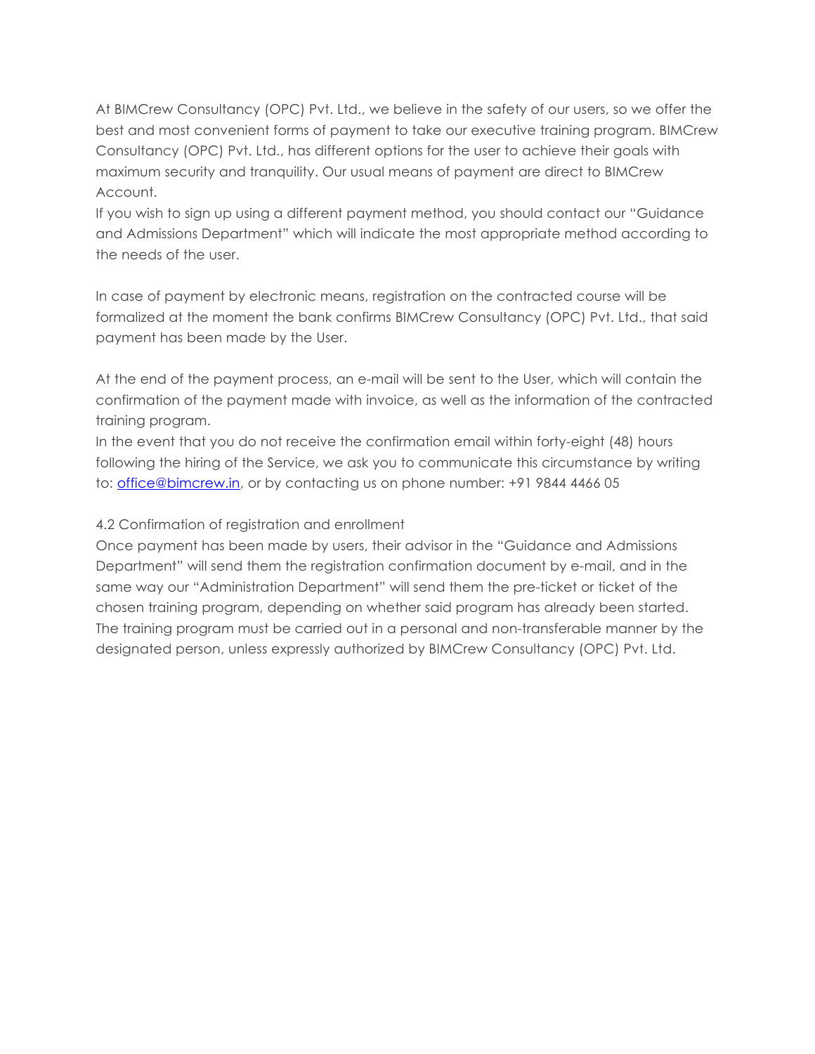At BIMCrew Consultancy (OPC) Pvt. Ltd., we believe in the safety of our users, so we offer the best and most convenient forms of payment to take our executive training program. BIMCrew Consultancy (OPC) Pvt. Ltd., has different options for the user to achieve their goals with maximum security and tranquility. Our usual means of payment are direct to BIMCrew Account.
If you wish to sign up using a different payment method, you should contact our "Guidance and Admissions Department" which will indicate the most appropriate method according to the needs of the user.

In case of payment by electronic means, registration on the contracted course will be formalized at the moment the bank confirms BIMCrew Consultancy (OPC) Pvt. Ltd., that said payment has been made by the User.

At the end of the payment process, an e-mail will be sent to the User, which will contain the confirmation of the payment made with invoice, as well as the information of the contracted training program.
In the event that you do not receive the confirmation email within forty-eight (48) hours following the hiring of the Service, we ask you to communicate this circumstance by writing to: office@bimcrew.in, or by contacting us on phone number: +91 9844 4466 05

4.2 Confirmation of registration and enrollment
Once payment has been made by users, their advisor in the "Guidance and Admissions Department" will send them the registration confirmation document by e-mail, and in the same way our "Administration Department" will send them the pre-ticket or ticket of the chosen training program, depending on whether said program has already been started.
The training program must be carried out in a personal and non-transferable manner by the designated person, unless expressly authorized by BIMCrew Consultancy (OPC) Pvt. Ltd.